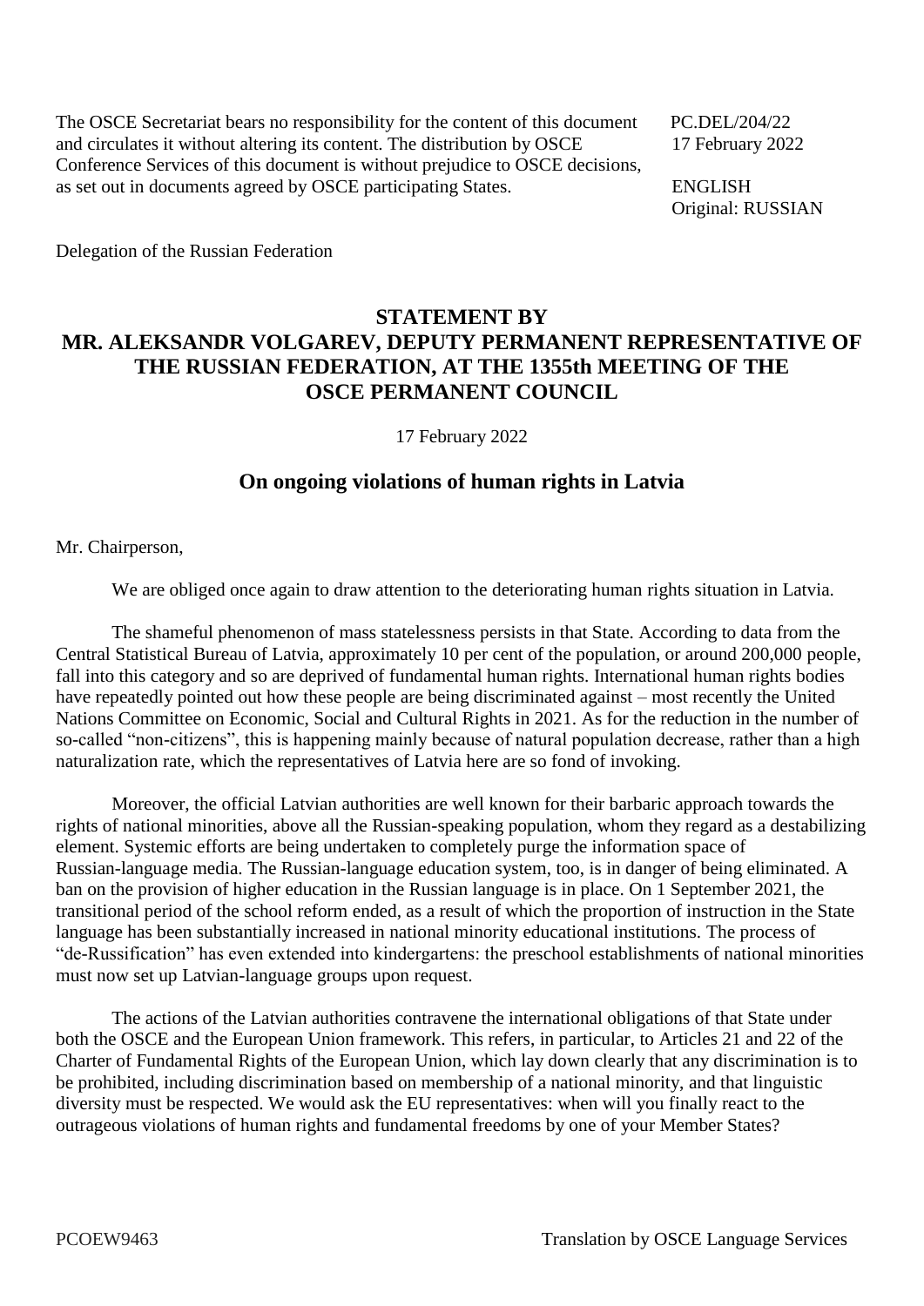The OSCE Secretariat bears no responsibility for the content of this document and circulates it without altering its content. The distribution by OSCE Conference Services of this document is without prejudice to OSCE decisions, as set out in documents agreed by OSCE participating States.

PC.DEL/204/22
17 February 2022

ENGLISH
Original: RUSSIAN

Delegation of the Russian Federation

# STATEMENT BY MR. ALEKSANDR VOLGAREV, DEPUTY PERMANENT REPRESENTATIVE OF THE RUSSIAN FEDERATION, AT THE 1355th MEETING OF THE OSCE PERMANENT COUNCIL

17 February 2022

## On ongoing violations of human rights in Latvia

Mr. Chairperson,

We are obliged once again to draw attention to the deteriorating human rights situation in Latvia.

The shameful phenomenon of mass statelessness persists in that State. According to data from the Central Statistical Bureau of Latvia, approximately 10 per cent of the population, or around 200,000 people, fall into this category and so are deprived of fundamental human rights. International human rights bodies have repeatedly pointed out how these people are being discriminated against – most recently the United Nations Committee on Economic, Social and Cultural Rights in 2021. As for the reduction in the number of so-called "non-citizens", this is happening mainly because of natural population decrease, rather than a high naturalization rate, which the representatives of Latvia here are so fond of invoking.

Moreover, the official Latvian authorities are well known for their barbaric approach towards the rights of national minorities, above all the Russian-speaking population, whom they regard as a destabilizing element. Systemic efforts are being undertaken to completely purge the information space of Russian-language media. The Russian-language education system, too, is in danger of being eliminated. A ban on the provision of higher education in the Russian language is in place. On 1 September 2021, the transitional period of the school reform ended, as a result of which the proportion of instruction in the State language has been substantially increased in national minority educational institutions. The process of "de-Russification" has even extended into kindergartens: the preschool establishments of national minorities must now set up Latvian-language groups upon request.

The actions of the Latvian authorities contravene the international obligations of that State under both the OSCE and the European Union framework. This refers, in particular, to Articles 21 and 22 of the Charter of Fundamental Rights of the European Union, which lay down clearly that any discrimination is to be prohibited, including discrimination based on membership of a national minority, and that linguistic diversity must be respected. We would ask the EU representatives: when will you finally react to the outrageous violations of human rights and fundamental freedoms by one of your Member States?

PCOEW9463

Translation by OSCE Language Services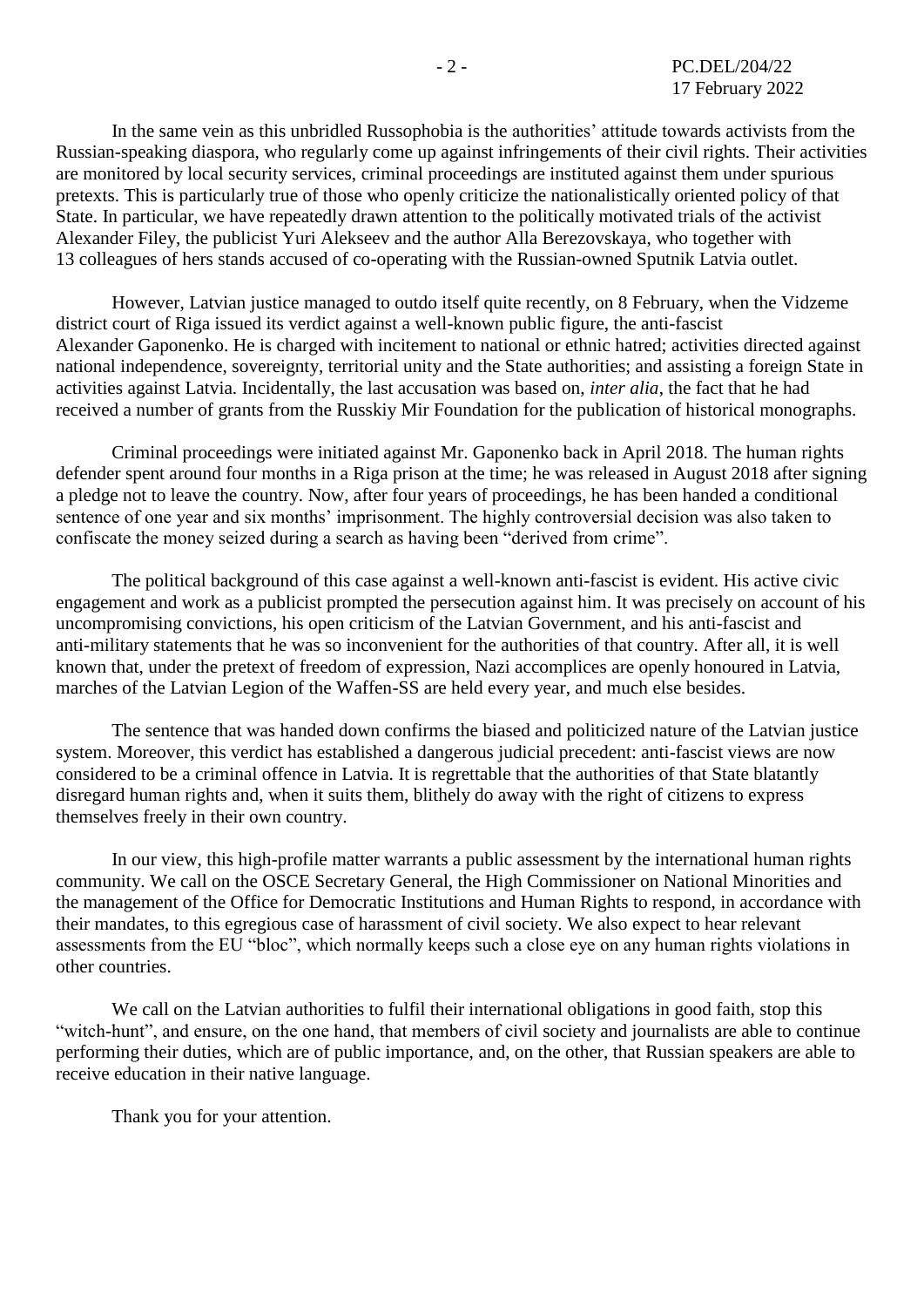In the same vein as this unbridled Russophobia is the authorities' attitude towards activists from the Russian-speaking diaspora, who regularly come up against infringements of their civil rights. Their activities are monitored by local security services, criminal proceedings are instituted against them under spurious pretexts. This is particularly true of those who openly criticize the nationalistically oriented policy of that State. In particular, we have repeatedly drawn attention to the politically motivated trials of the activist Alexander Filey, the publicist Yuri Alekseev and the author Alla Berezovskaya, who together with 13 colleagues of hers stands accused of co-operating with the Russian-owned Sputnik Latvia outlet.

However, Latvian justice managed to outdo itself quite recently, on 8 February, when the Vidzeme district court of Riga issued its verdict against a well-known public figure, the anti-fascist Alexander Gaponenko. He is charged with incitement to national or ethnic hatred; activities directed against national independence, sovereignty, territorial unity and the State authorities; and assisting a foreign State in activities against Latvia. Incidentally, the last accusation was based on, *inter alia*, the fact that he had received a number of grants from the Russkiy Mir Foundation for the publication of historical monographs.

Criminal proceedings were initiated against Mr. Gaponenko back in April 2018. The human rights defender spent around four months in a Riga prison at the time; he was released in August 2018 after signing a pledge not to leave the country. Now, after four years of proceedings, he has been handed a conditional sentence of one year and six months' imprisonment. The highly controversial decision was also taken to confiscate the money seized during a search as having been "derived from crime".

The political background of this case against a well-known anti-fascist is evident. His active civic engagement and work as a publicist prompted the persecution against him. It was precisely on account of his uncompromising convictions, his open criticism of the Latvian Government, and his anti-fascist and anti-military statements that he was so inconvenient for the authorities of that country. After all, it is well known that, under the pretext of freedom of expression, Nazi accomplices are openly honoured in Latvia, marches of the Latvian Legion of the Waffen-SS are held every year, and much else besides.

The sentence that was handed down confirms the biased and politicized nature of the Latvian justice system. Moreover, this verdict has established a dangerous judicial precedent: anti-fascist views are now considered to be a criminal offence in Latvia. It is regrettable that the authorities of that State blatantly disregard human rights and, when it suits them, blithely do away with the right of citizens to express themselves freely in their own country.

In our view, this high-profile matter warrants a public assessment by the international human rights community. We call on the OSCE Secretary General, the High Commissioner on National Minorities and the management of the Office for Democratic Institutions and Human Rights to respond, in accordance with their mandates, to this egregious case of harassment of civil society. We also expect to hear relevant assessments from the EU "bloc", which normally keeps such a close eye on any human rights violations in other countries.

We call on the Latvian authorities to fulfil their international obligations in good faith, stop this "witch-hunt", and ensure, on the one hand, that members of civil society and journalists are able to continue performing their duties, which are of public importance, and, on the other, that Russian speakers are able to receive education in their native language.

Thank you for your attention.